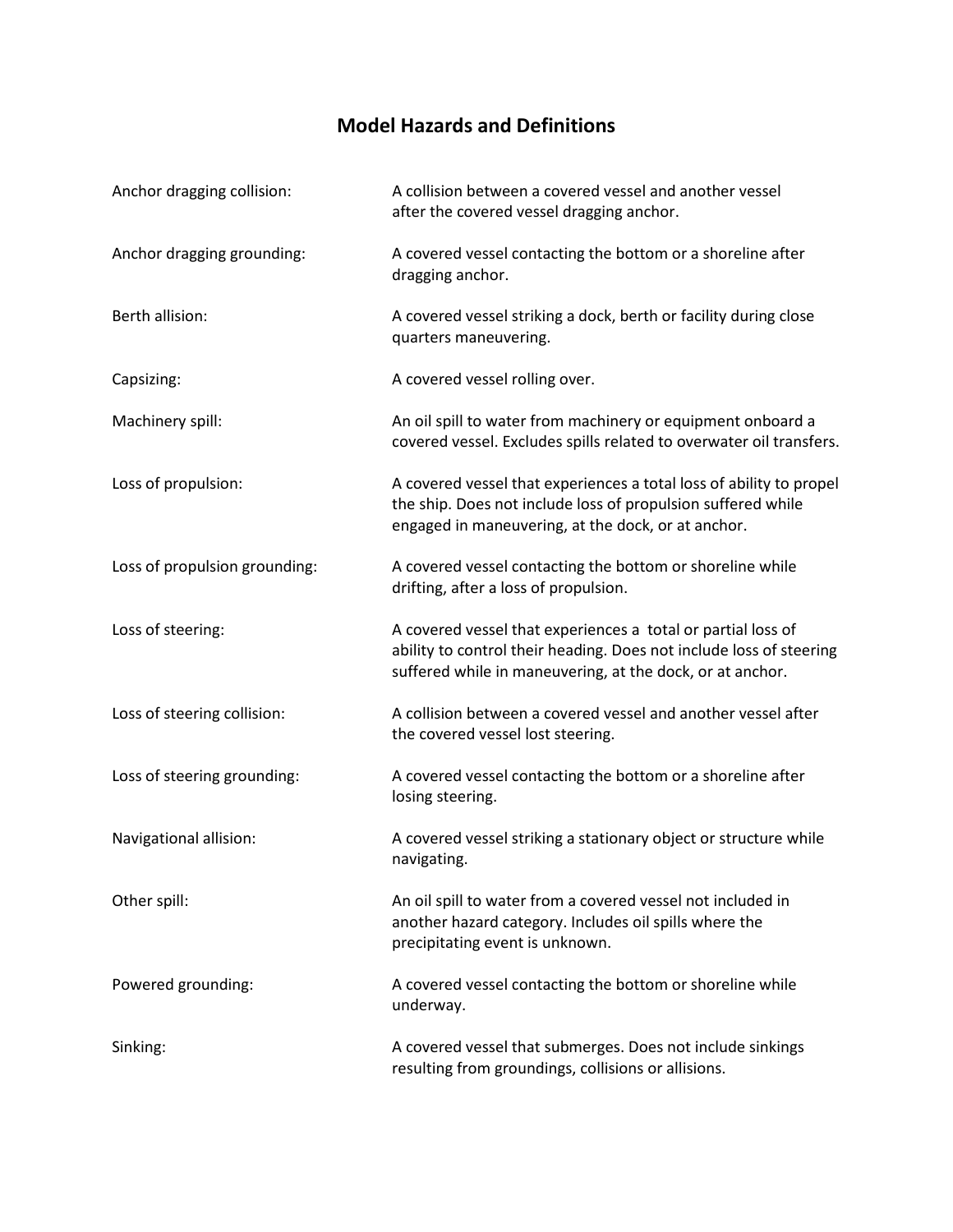# Model Hazards and Definitions

| Hazard | Definition |
| --- | --- |
| Anchor dragging collision: | A collision between a covered vessel and another vessel after the covered vessel dragging anchor. |
| Anchor dragging grounding: | A covered vessel contacting the bottom or a shoreline after dragging anchor. |
| Berth allision: | A covered vessel striking a dock, berth or facility during close quarters maneuvering. |
| Capsizing: | A covered vessel rolling over. |
| Machinery spill: | An oil spill to water from machinery or equipment onboard a covered vessel. Excludes spills related to overwater oil transfers. |
| Loss of propulsion: | A covered vessel that experiences a total loss of ability to propel the ship. Does not include loss of propulsion suffered while engaged in maneuvering, at the dock, or at anchor. |
| Loss of propulsion grounding: | A covered vessel contacting the bottom or shoreline while drifting, after a loss of propulsion. |
| Loss of steering: | A covered vessel that experiences a total or partial loss of ability to control their heading. Does not include loss of steering suffered while in maneuvering, at the dock, or at anchor. |
| Loss of steering collision: | A collision between a covered vessel and another vessel after the covered vessel lost steering. |
| Loss of steering grounding: | A covered vessel contacting the bottom or a shoreline after losing steering. |
| Navigational allision: | A covered vessel striking a stationary object or structure while navigating. |
| Other spill: | An oil spill to water from a covered vessel not included in another hazard category. Includes oil spills where the precipitating event is unknown. |
| Powered grounding: | A covered vessel contacting the bottom or shoreline while underway. |
| Sinking: | A covered vessel that submerges. Does not include sinkings resulting from groundings, collisions or allisions. |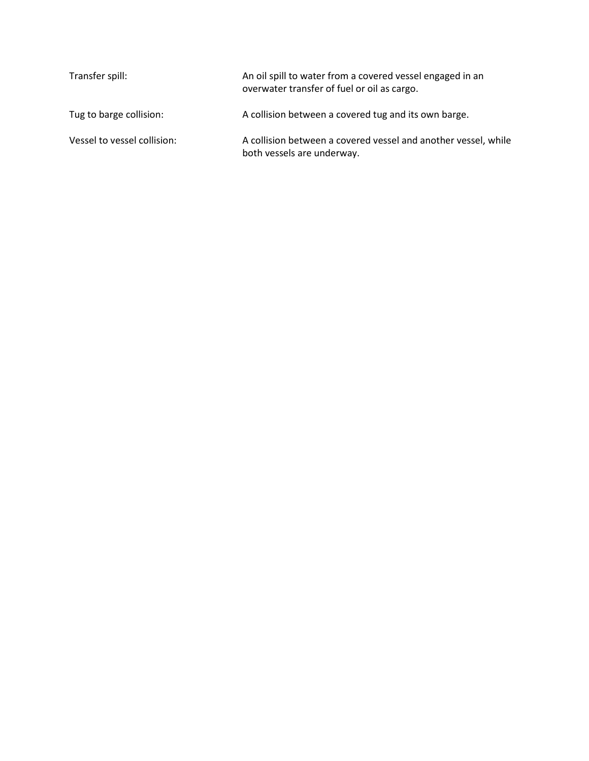| | |
|---|---|
| Transfer spill: | An oil spill to water from a covered vessel engaged in an overwater transfer of fuel or oil as cargo. |
| Tug to barge collision: | A collision between a covered tug and its own barge. |
| Vessel to vessel collision: | A collision between a covered vessel and another vessel, while both vessels are underway. |